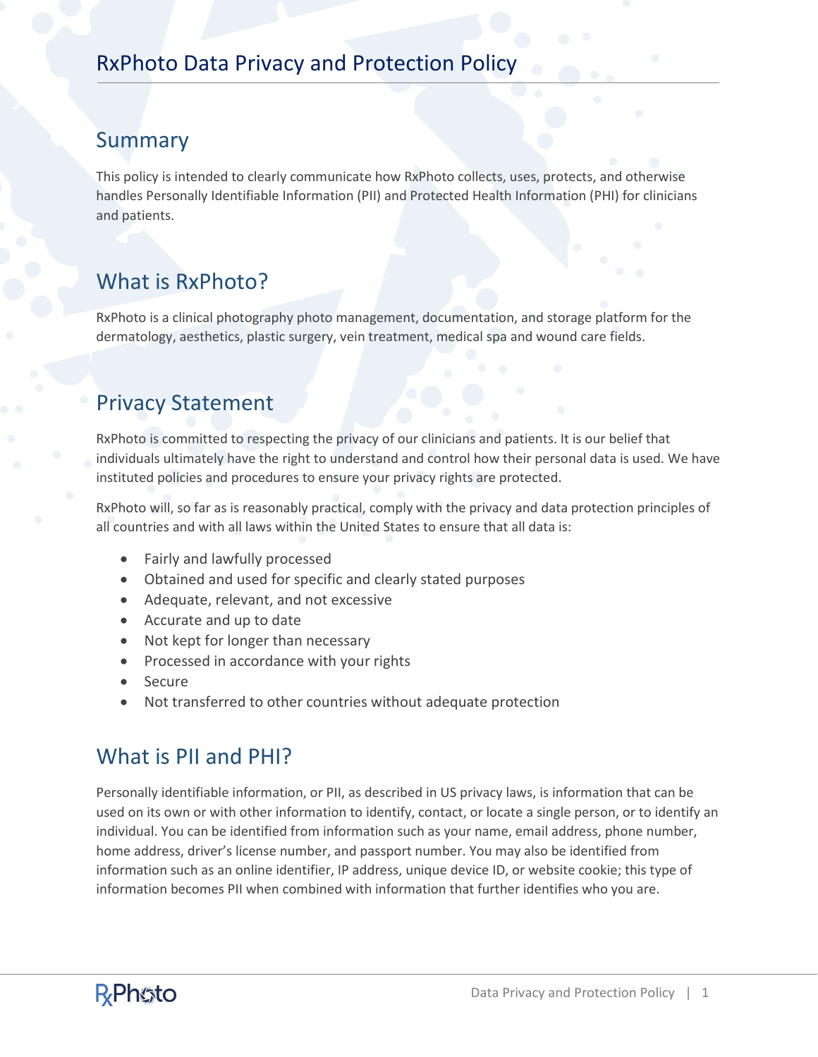# RxPhoto Data Privacy and Protection Policy

## Summary

This policy is intended to clearly communicate how RxPhoto collects, uses, protects, and otherwise handles Personally Identifiable Information (PII) and Protected Health Information (PHI) for clinicians and patients.

## What is RxPhoto?

RxPhoto is a clinical photography photo management, documentation, and storage platform for the dermatology, aesthetics, plastic surgery, vein treatment, medical spa and wound care fields.

## Privacy Statement

RxPhoto is committed to respecting the privacy of our clinicians and patients. It is our belief that individuals ultimately have the right to understand and control how their personal data is used. We have instituted policies and procedures to ensure your privacy rights are protected.

RxPhoto will, so far as is reasonably practical, comply with the privacy and data protection principles of all countries and with all laws within the United States to ensure that all data is:

- Fairly and lawfully processed
- Obtained and used for specific and clearly stated purposes
- Adequate, relevant, and not excessive
- Accurate and up to date
- Not kept for longer than necessary
- Processed in accordance with your rights
- Secure
- Not transferred to other countries without adequate protection

## What is PII and PHI?

Personally identifiable information, or PII, as described in US privacy laws, is information that can be used on its own or with other information to identify, contact, or locate a single person, or to identify an individual. You can be identified from information such as your name, email address, phone number, home address, driver's license number, and passport number. You may also be identified from information such as an online identifier, IP address, unique device ID, or website cookie; this type of information becomes PII when combined with information that further identifies who you are.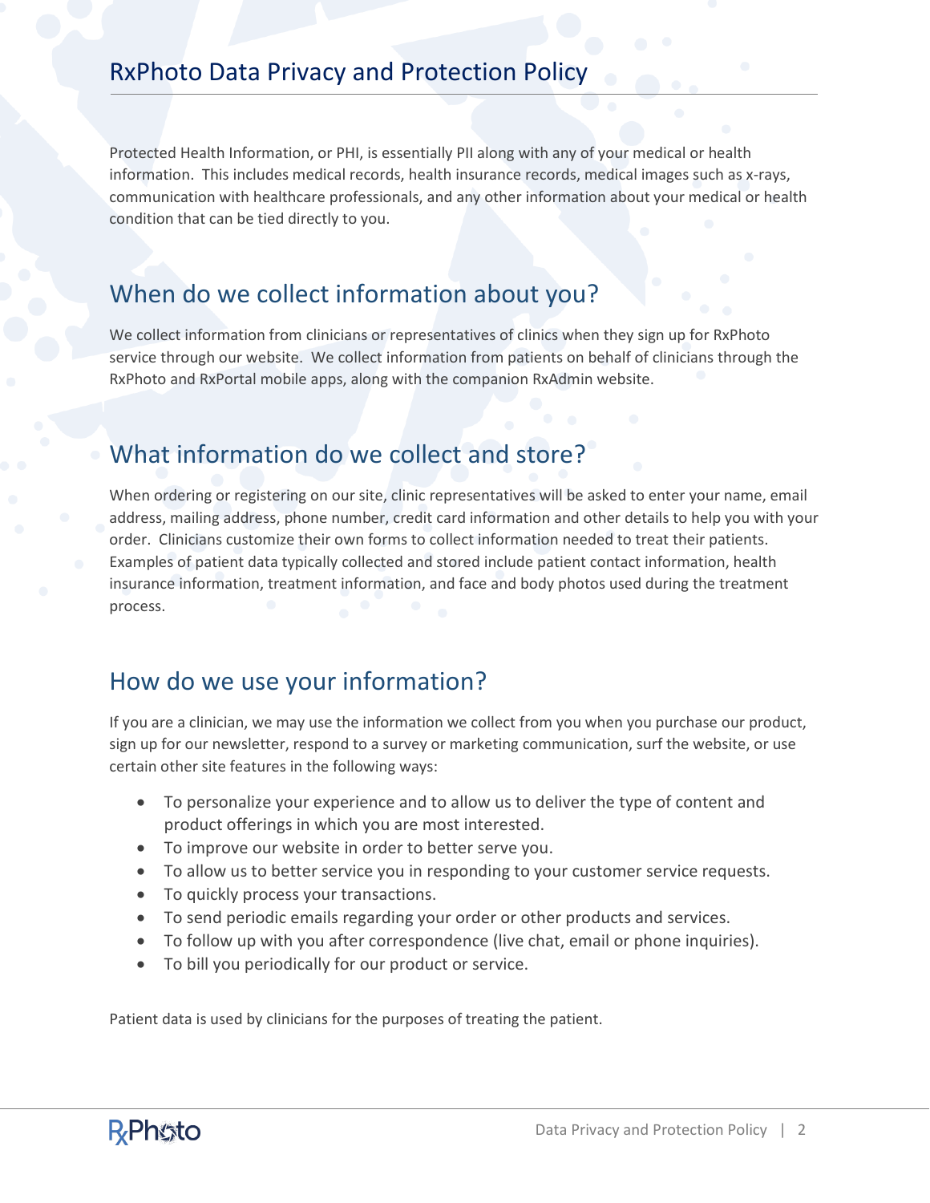# RxPhoto Data Privacy and Protection Policy

Protected Health Information, or PHI, is essentially PII along with any of your medical or health information. This includes medical records, health insurance records, medical images such as x-rays, communication with healthcare professionals, and any other information about your medical or health condition that can be tied directly to you.

## When do we collect information about you?

We collect information from clinicians or representatives of clinics when they sign up for RxPhoto service through our website. We collect information from patients on behalf of clinicians through the RxPhoto and RxPortal mobile apps, along with the companion RxAdmin website.

## What information do we collect and store?

When ordering or registering on our site, clinic representatives will be asked to enter your name, email address, mailing address, phone number, credit card information and other details to help you with your order. Clinicians customize their own forms to collect information needed to treat their patients. Examples of patient data typically collected and stored include patient contact information, health insurance information, treatment information, and face and body photos used during the treatment process.

## How do we use your information?

If you are a clinician, we may use the information we collect from you when you purchase our product, sign up for our newsletter, respond to a survey or marketing communication, surf the website, or use certain other site features in the following ways:

- To personalize your experience and to allow us to deliver the type of content and product offerings in which you are most interested.
- To improve our website in order to better serve you.
- To allow us to better service you in responding to your customer service requests.
- To quickly process your transactions.
- To send periodic emails regarding your order or other products and services.
- To follow up with you after correspondence (live chat, email or phone inquiries).
- To bill you periodically for our product or service.

Patient data is used by clinicians for the purposes of treating the patient.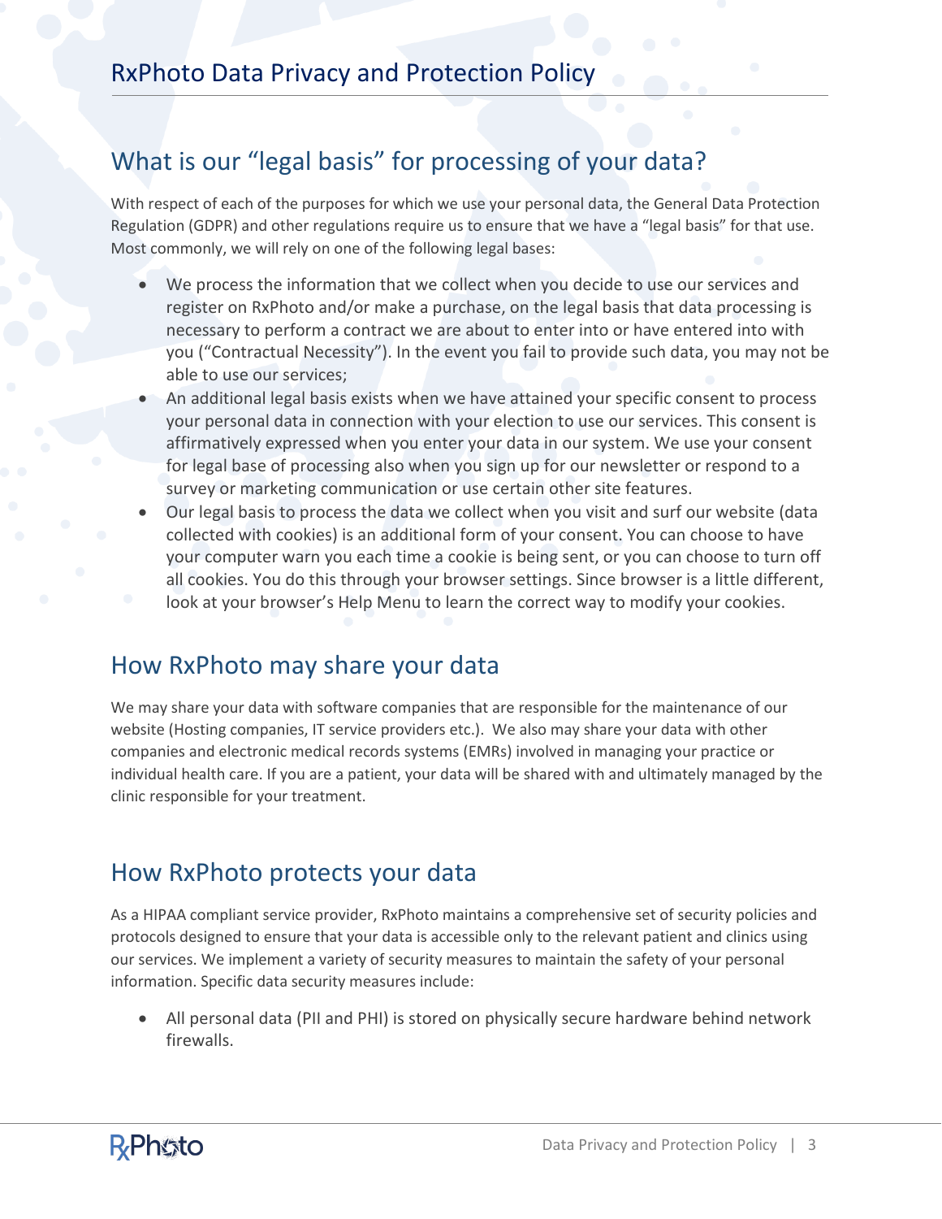## What is our "legal basis" for processing of your data?

With respect of each of the purposes for which we use your personal data, the General Data Protection Regulation (GDPR) and other regulations require us to ensure that we have a "legal basis" for that use. Most commonly, we will rely on one of the following legal bases:

- We process the information that we collect when you decide to use our services and register on RxPhoto and/or make a purchase, on the legal basis that data processing is necessary to perform a contract we are about to enter into or have entered into with you ("Contractual Necessity"). In the event you fail to provide such data, you may not be able to use our services;
- An additional legal basis exists when we have attained your specific consent to process your personal data in connection with your election to use our services. This consent is affirmatively expressed when you enter your data in our system. We use your consent for legal base of processing also when you sign up for our newsletter or respond to a survey or marketing communication or use certain other site features.
- Our legal basis to process the data we collect when you visit and surf our website (data collected with cookies) is an additional form of your consent. You can choose to have your computer warn you each time a cookie is being sent, or you can choose to turn off all cookies. You do this through your browser settings. Since browser is a little different, look at your browser's Help Menu to learn the correct way to modify your cookies.

## How RxPhoto may share your data

We may share your data with software companies that are responsible for the maintenance of our website (Hosting companies, IT service providers etc.). We also may share your data with other companies and electronic medical records systems (EMRs) involved in managing your practice or individual health care. If you are a patient, your data will be shared with and ultimately managed by the clinic responsible for your treatment.

## How RxPhoto protects your data

As a HIPAA compliant service provider, RxPhoto maintains a comprehensive set of security policies and protocols designed to ensure that your data is accessible only to the relevant patient and clinics using our services. We implement a variety of security measures to maintain the safety of your personal information. Specific data security measures include:

- All personal data (PII and PHI) is stored on physically secure hardware behind network firewalls.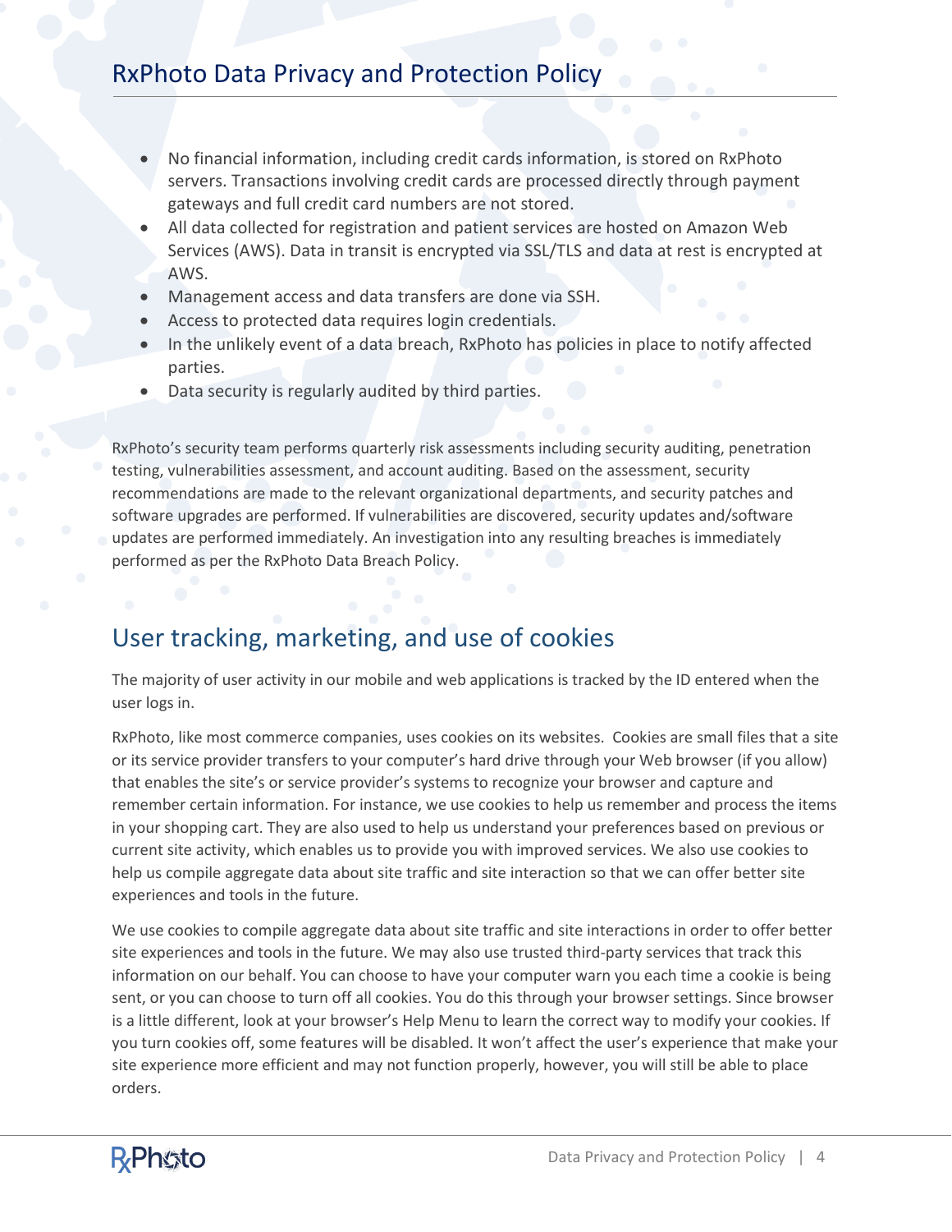- No financial information, including credit cards information, is stored on RxPhoto servers. Transactions involving credit cards are processed directly through payment gateways and full credit card numbers are not stored.
- All data collected for registration and patient services are hosted on Amazon Web Services (AWS). Data in transit is encrypted via SSL/TLS and data at rest is encrypted at AWS.
- Management access and data transfers are done via SSH.
- Access to protected data requires login credentials.
- In the unlikely event of a data breach, RxPhoto has policies in place to notify affected parties.
- Data security is regularly audited by third parties.

RxPhoto's security team performs quarterly risk assessments including security auditing, penetration testing, vulnerabilities assessment, and account auditing. Based on the assessment, security recommendations are made to the relevant organizational departments, and security patches and software upgrades are performed. If vulnerabilities are discovered, security updates and/software updates are performed immediately. An investigation into any resulting breaches is immediately performed as per the RxPhoto Data Breach Policy.

## User tracking, marketing, and use of cookies

The majority of user activity in our mobile and web applications is tracked by the ID entered when the user logs in.

RxPhoto, like most commerce companies, uses cookies on its websites. Cookies are small files that a site or its service provider transfers to your computer's hard drive through your Web browser (if you allow) that enables the site's or service provider's systems to recognize your browser and capture and remember certain information. For instance, we use cookies to help us remember and process the items in your shopping cart. They are also used to help us understand your preferences based on previous or current site activity, which enables us to provide you with improved services. We also use cookies to help us compile aggregate data about site traffic and site interaction so that we can offer better site experiences and tools in the future.

We use cookies to compile aggregate data about site traffic and site interactions in order to offer better site experiences and tools in the future. We may also use trusted third-party services that track this information on our behalf. You can choose to have your computer warn you each time a cookie is being sent, or you can choose to turn off all cookies. You do this through your browser settings. Since browser is a little different, look at your browser's Help Menu to learn the correct way to modify your cookies. If you turn cookies off, some features will be disabled. It won't affect the user's experience that make your site experience more efficient and may not function properly, however, you will still be able to place orders.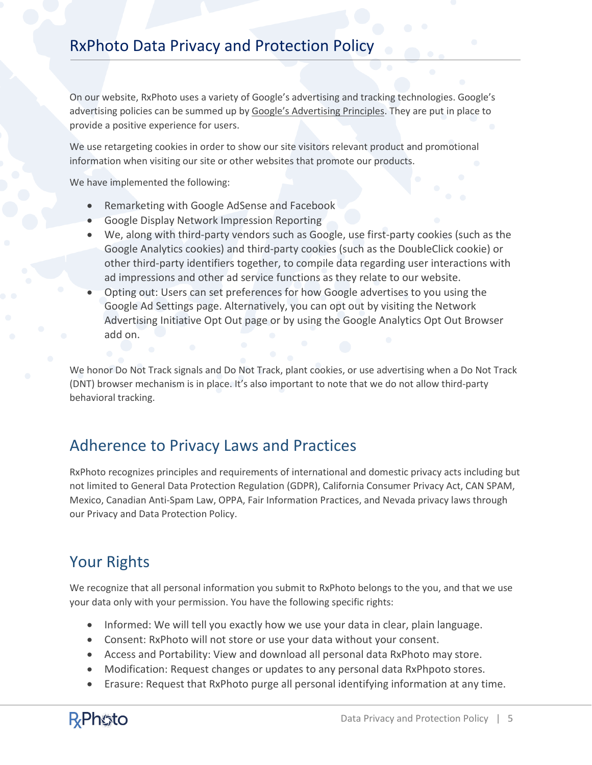## RxPhoto Data Privacy and Protection Policy

On our website, RxPhoto uses a variety of Google's advertising and tracking technologies. Google's advertising policies can be summed up by Google's Advertising Principles. They are put in place to provide a positive experience for users.

We use retargeting cookies in order to show our site visitors relevant product and promotional information when visiting our site or other websites that promote our products.

We have implemented the following:

- Remarketing with Google AdSense and Facebook
- Google Display Network Impression Reporting
- We, along with third-party vendors such as Google, use first-party cookies (such as the Google Analytics cookies) and third-party cookies (such as the DoubleClick cookie) or other third-party identifiers together, to compile data regarding user interactions with ad impressions and other ad service functions as they relate to our website.
- Opting out: Users can set preferences for how Google advertises to you using the Google Ad Settings page. Alternatively, you can opt out by visiting the Network Advertising Initiative Opt Out page or by using the Google Analytics Opt Out Browser add on.

We honor Do Not Track signals and Do Not Track, plant cookies, or use advertising when a Do Not Track (DNT) browser mechanism is in place. It's also important to note that we do not allow third-party behavioral tracking.

## Adherence to Privacy Laws and Practices

RxPhoto recognizes principles and requirements of international and domestic privacy acts including but not limited to General Data Protection Regulation (GDPR), California Consumer Privacy Act, CAN SPAM, Mexico, Canadian Anti-Spam Law, OPPA, Fair Information Practices, and Nevada privacy laws through our Privacy and Data Protection Policy.

## Your Rights

We recognize that all personal information you submit to RxPhoto belongs to the you, and that we use your data only with your permission. You have the following specific rights:

- Informed: We will tell you exactly how we use your data in clear, plain language.
- Consent: RxPhoto will not store or use your data without your consent.
- Access and Portability: View and download all personal data RxPhoto may store.
- Modification: Request changes or updates to any personal data RxPhpoto stores.
- Erasure: Request that RxPhoto purge all personal identifying information at any time.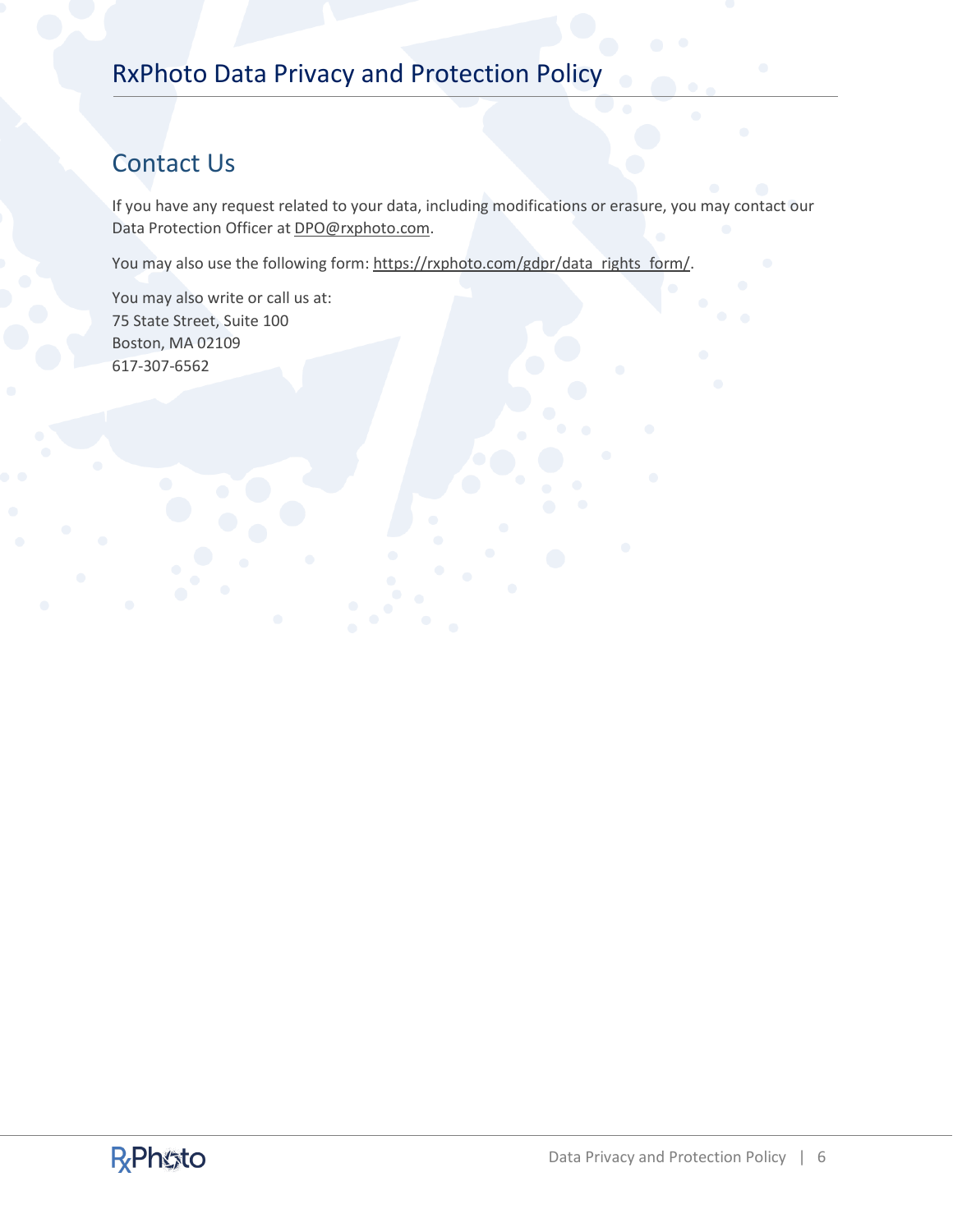## Contact Us

If you have any request related to your data, including modifications or erasure, you may contact our Data Protection Officer at DPO@rxphoto.com.

You may also use the following form: https://rxphoto.com/gdpr/data_rights_form/.

You may also write or call us at:
75 State Street, Suite 100
Boston, MA 02109
617-307-6562